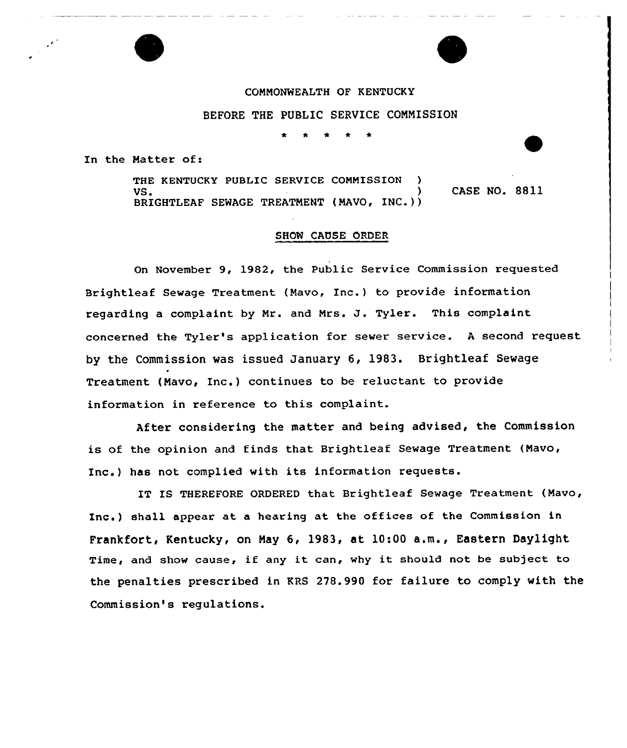COMMONWEALTH OF KENTUCKY

BEFORE THE PUBLIC SERVICE COMMISSION

\* \* \* \* \*

In the Matter of:

THE KENTUCKY PUBLIC SERVICE COMMISSION )
VS. ) CASE NO. 8811
BRIGHTLEAF SEWAGE TREATMENT (MAVO, INC.))

SHOW CAUSE ORDER

On November 9, 1982, the Public Service Commission requested Brightleaf Sewage Treatment (Mavo, Inc.) to provide information regarding a complaint by Mr. and Mrs. J. Tyler. This complaint concerned the Tyler's application for sewer service. A second request by the Commission was issued January 6, 1983. Brightleaf Sewage Treatment (Mavo, Inc.) continues to be reluctant to provide information in reference to this complaint.

After considering the matter and being advised, the Commission is of the opinion and finds that Brightleaf Sewage Treatment (Mavo, Inc.) has not complied with its information requests.

IT IS THEREFORE ORDERED that Brightleaf Sewage Treatment (Mavo, Inc.) shall appear at a hearing at the offices of the Commission in Frankfort, Kentucky, on May 6, 1983, at 10:00 a.m., Eastern Daylight Time, and show cause, if any it can, why it should not be subject to the penalties prescribed in KRS 278.990 for failure to comply with the Commission's regulations.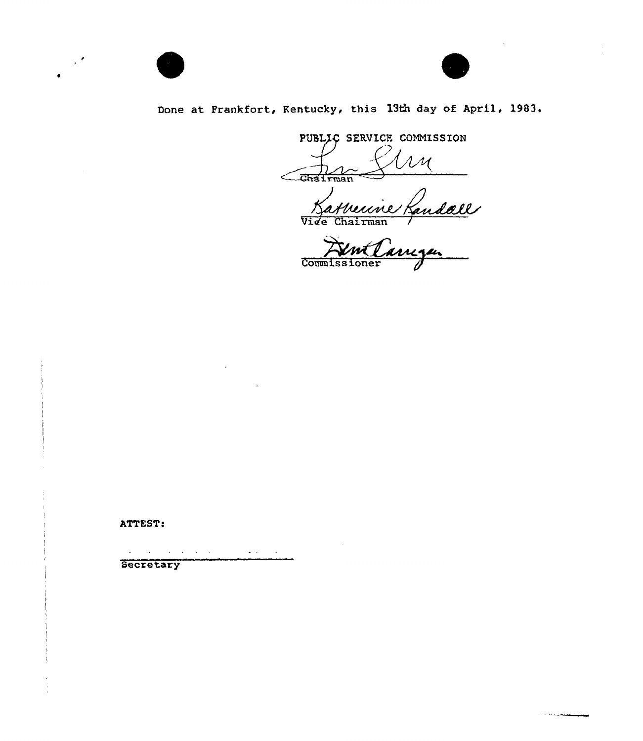Done at Frankfort, Kentucky, this 13th day of April, 1983.

PUBLIC SERVICE COMMISSION

Chairman

Vice Chairman

Commissioner

ATTEST:

Secretary